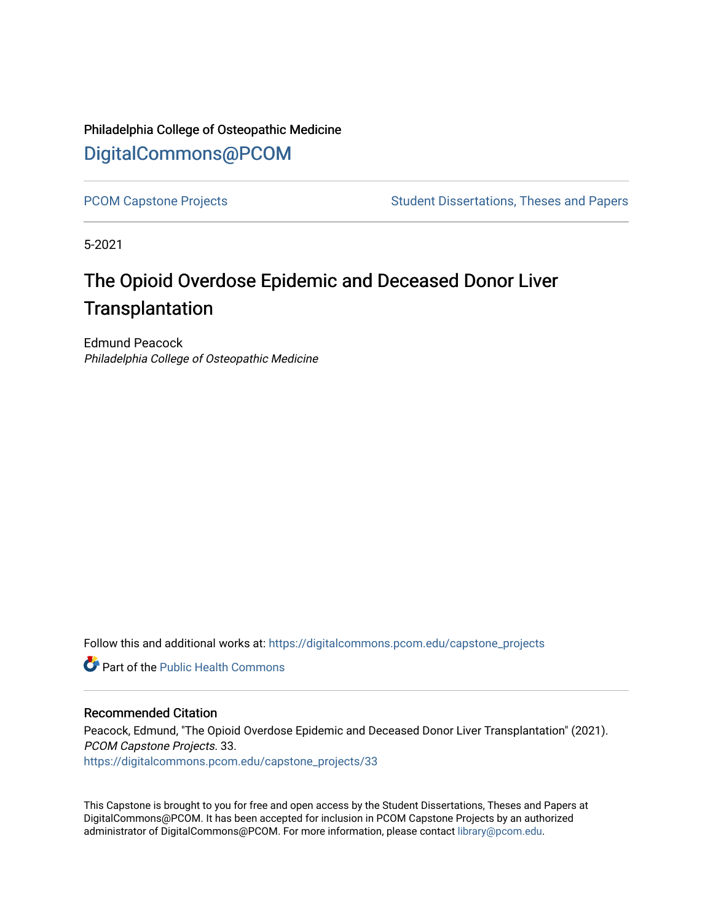Philadelphia College of Osteopathic Medicine

DigitalCommons@PCOM

PCOM Capstone Projects | Student Dissertations, Theses and Papers

5-2021

# The Opioid Overdose Epidemic and Deceased Donor Liver Transplantation

Edmund Peacock
*Philadelphia College of Osteopathic Medicine*

Follow this and additional works at: https://digitalcommons.pcom.edu/capstone_projects

Part of the Public Health Commons

## Recommended Citation

Peacock, Edmund, "The Opioid Overdose Epidemic and Deceased Donor Liver Transplantation" (2021). *PCOM Capstone Projects*. 33.
https://digitalcommons.pcom.edu/capstone_projects/33

This Capstone is brought to you for free and open access by the Student Dissertations, Theses and Papers at DigitalCommons@PCOM. It has been accepted for inclusion in PCOM Capstone Projects by an authorized administrator of DigitalCommons@PCOM. For more information, please contact library@pcom.edu.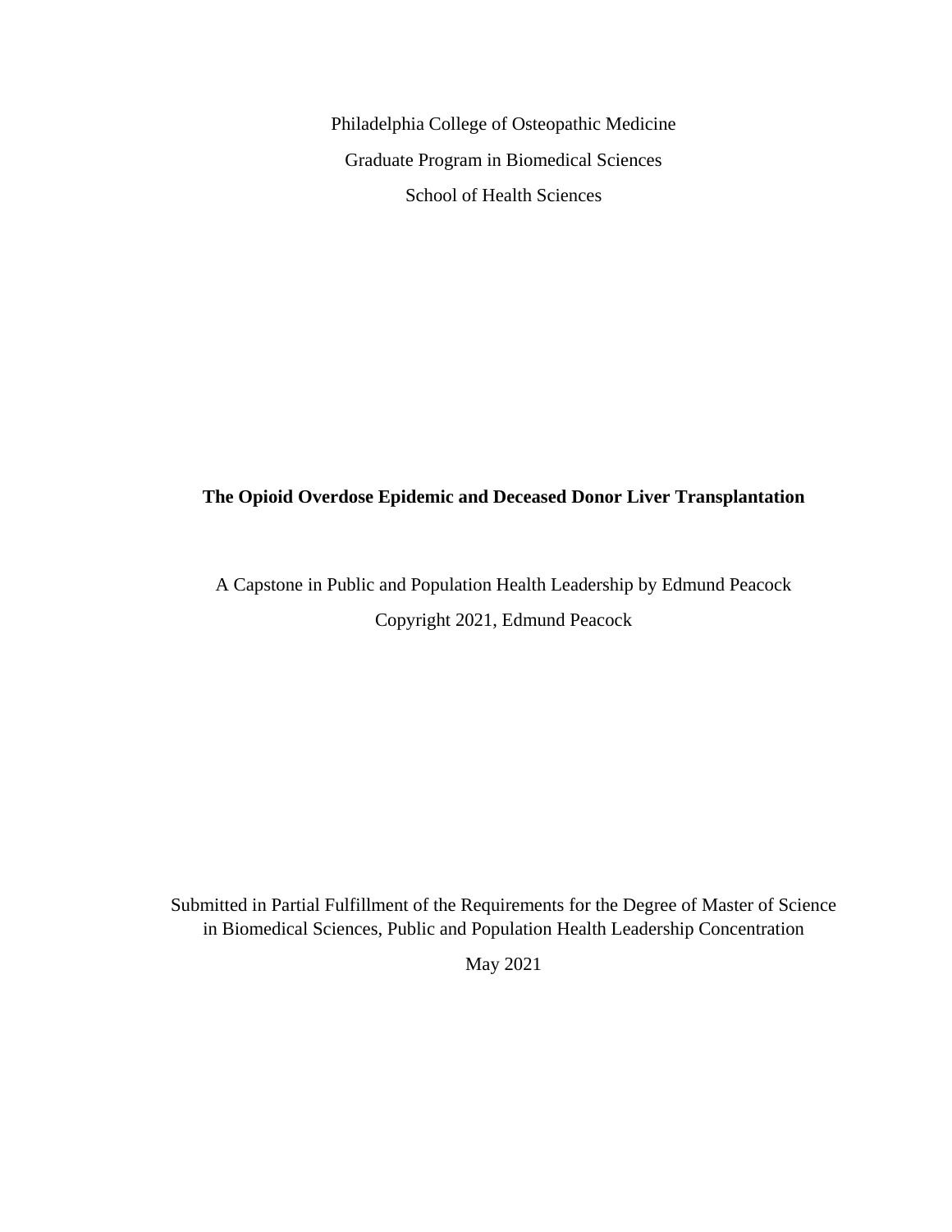Philadelphia College of Osteopathic Medicine

Graduate Program in Biomedical Sciences

School of Health Sciences

**The Opioid Overdose Epidemic and Deceased Donor Liver Transplantation**

A Capstone in Public and Population Health Leadership by Edmund Peacock

Copyright 2021, Edmund Peacock

Submitted in Partial Fulfillment of the Requirements for the Degree of Master of Science in Biomedical Sciences, Public and Population Health Leadership Concentration

May 2021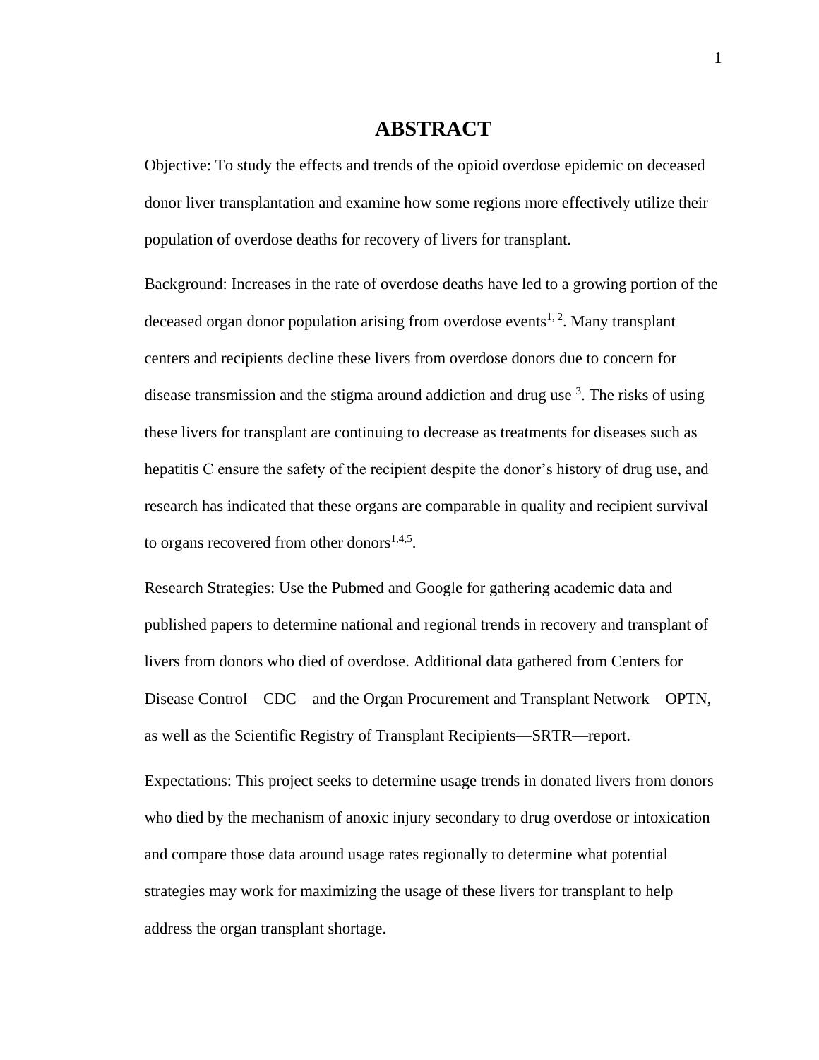# ABSTRACT

Objective: To study the effects and trends of the opioid overdose epidemic on deceased donor liver transplantation and examine how some regions more effectively utilize their population of overdose deaths for recovery of livers for transplant.

Background: Increases in the rate of overdose deaths have led to a growing portion of the deceased organ donor population arising from overdose events[1, 2]. Many transplant centers and recipients decline these livers from overdose donors due to concern for disease transmission and the stigma around addiction and drug use [3]. The risks of using these livers for transplant are continuing to decrease as treatments for diseases such as hepatitis C ensure the safety of the recipient despite the donor's history of drug use, and research has indicated that these organs are comparable in quality and recipient survival to organs recovered from other donors[1,4,5].

Research Strategies: Use the Pubmed and Google for gathering academic data and published papers to determine national and regional trends in recovery and transplant of livers from donors who died of overdose. Additional data gathered from Centers for Disease Control—CDC—and the Organ Procurement and Transplant Network—OPTN, as well as the Scientific Registry of Transplant Recipients—SRTR—report.

Expectations: This project seeks to determine usage trends in donated livers from donors who died by the mechanism of anoxic injury secondary to drug overdose or intoxication and compare those data around usage rates regionally to determine what potential strategies may work for maximizing the usage of these livers for transplant to help address the organ transplant shortage.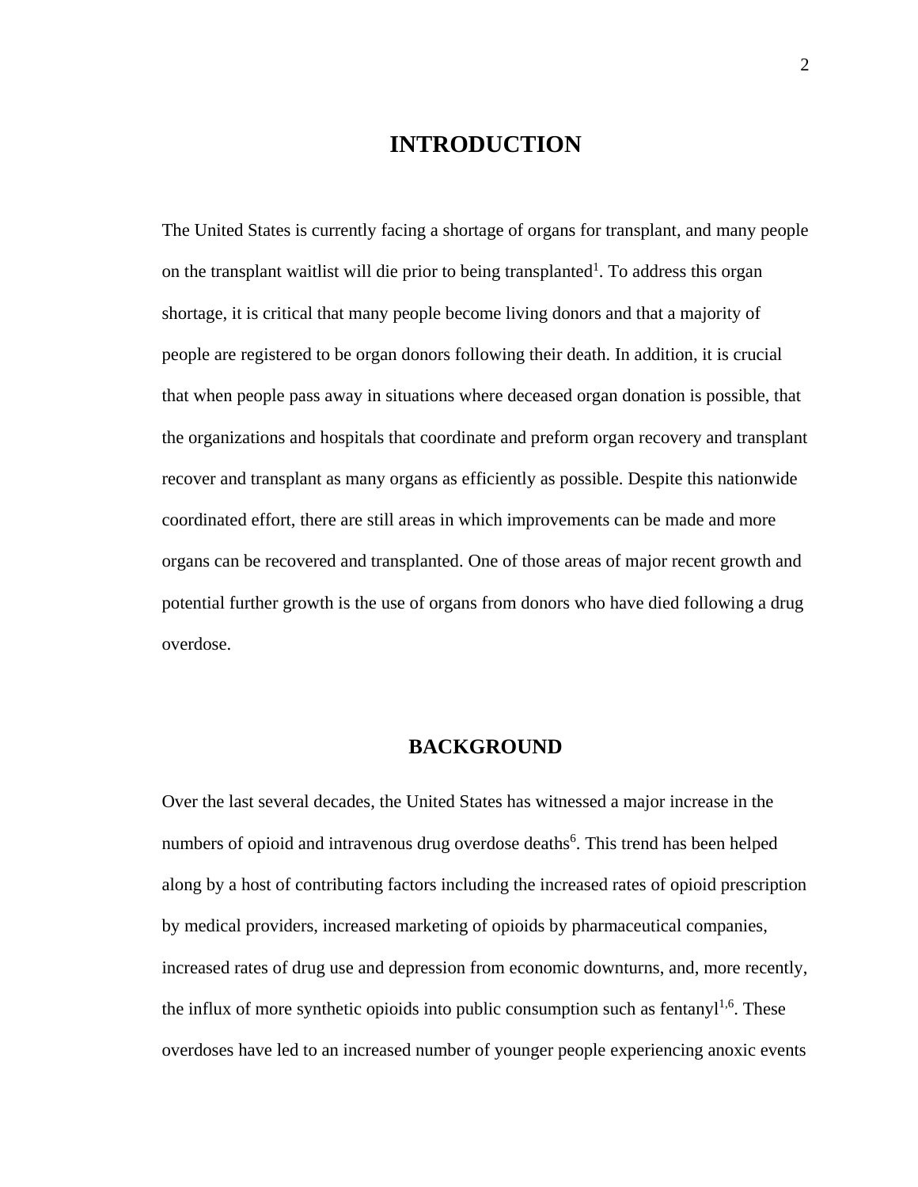# INTRODUCTION

The United States is currently facing a shortage of organs for transplant, and many people on the transplant waitlist will die prior to being transplanted[1]. To address this organ shortage, it is critical that many people become living donors and that a majority of people are registered to be organ donors following their death. In addition, it is crucial that when people pass away in situations where deceased organ donation is possible, that the organizations and hospitals that coordinate and preform organ recovery and transplant recover and transplant as many organs as efficiently as possible. Despite this nationwide coordinated effort, there are still areas in which improvements can be made and more organs can be recovered and transplanted. One of those areas of major recent growth and potential further growth is the use of organs from donors who have died following a drug overdose.

# BACKGROUND

Over the last several decades, the United States has witnessed a major increase in the numbers of opioid and intravenous drug overdose deaths[6]. This trend has been helped along by a host of contributing factors including the increased rates of opioid prescription by medical providers, increased marketing of opioids by pharmaceutical companies, increased rates of drug use and depression from economic downturns, and, more recently, the influx of more synthetic opioids into public consumption such as fentanyl[1,6]. These overdoses have led to an increased number of younger people experiencing anoxic events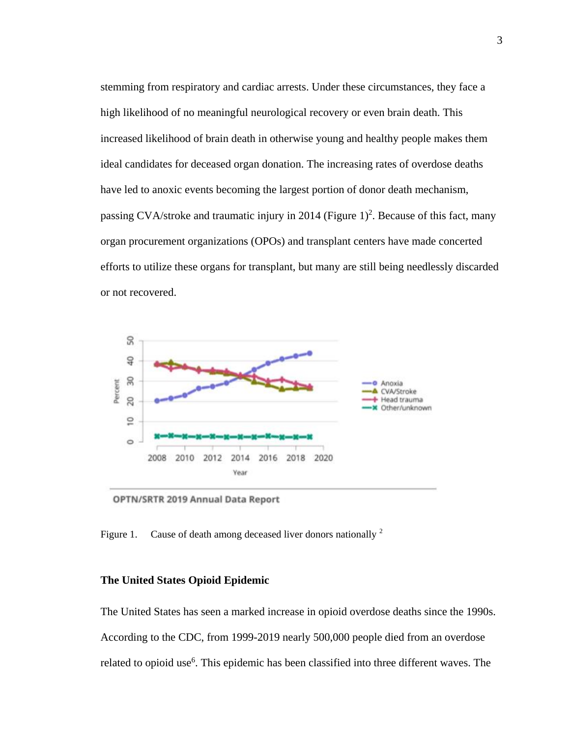stemming from respiratory and cardiac arrests. Under these circumstances, they face a high likelihood of no meaningful neurological recovery or even brain death. This increased likelihood of brain death in otherwise young and healthy people makes them ideal candidates for deceased organ donation. The increasing rates of overdose deaths have led to anoxic events becoming the largest portion of donor death mechanism, passing CVA/stroke and traumatic injury in 2014 (Figure 1)[2]. Because of this fact, many organ procurement organizations (OPOs) and transplant centers have made concerted efforts to utilize these organs for transplant, but many are still being needlessly discarded or not recovered.

Figure 1. Cause of death among deceased liver donors nationally [2]

### The United States Opioid Epidemic

The United States has seen a marked increase in opioid overdose deaths since the 1990s. According to the CDC, from 1999-2019 nearly 500,000 people died from an overdose related to opioid use[6]. This epidemic has been classified into three different waves. The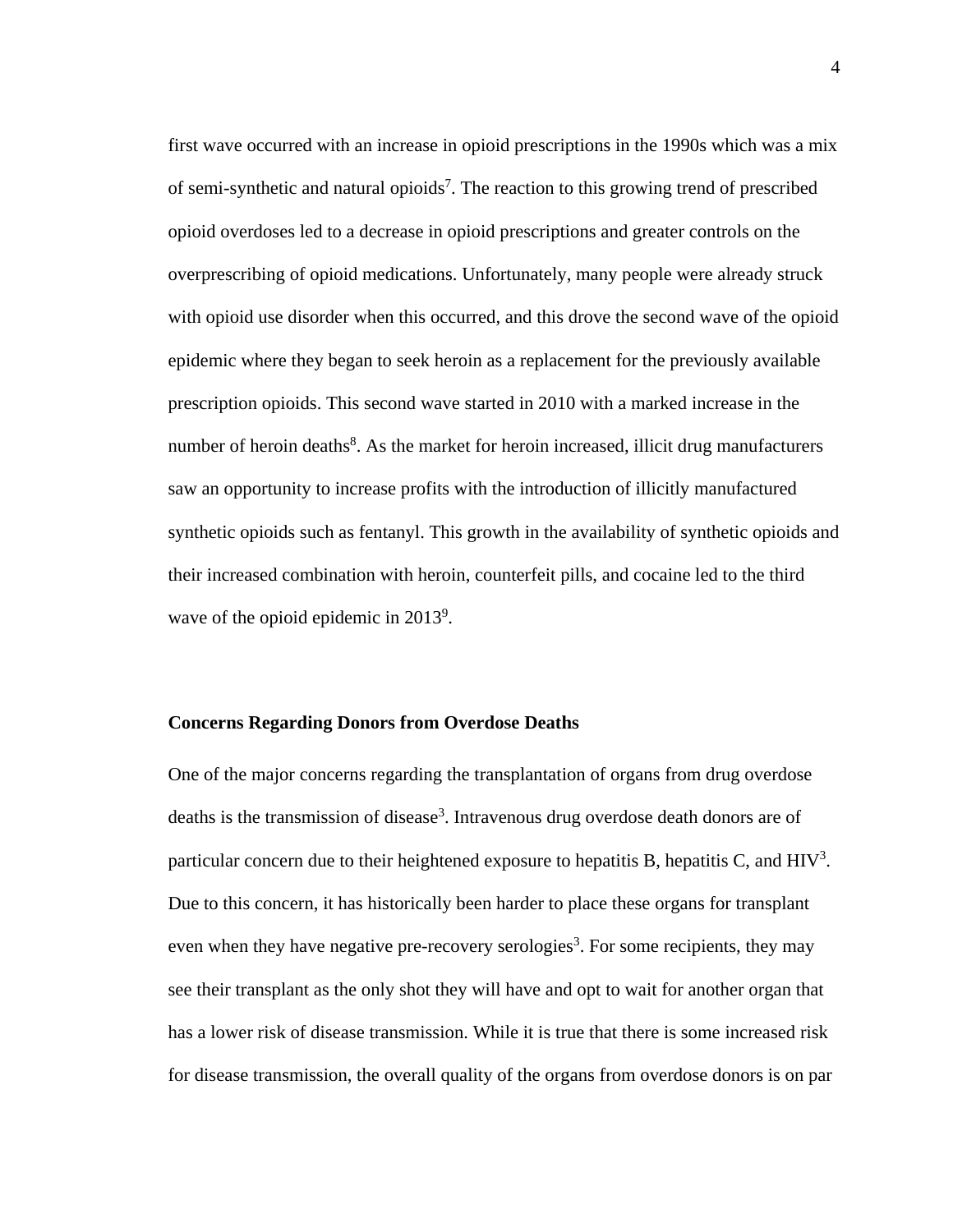first wave occurred with an increase in opioid prescriptions in the 1990s which was a mix of semi-synthetic and natural opioids[7]. The reaction to this growing trend of prescribed opioid overdoses led to a decrease in opioid prescriptions and greater controls on the overprescribing of opioid medications. Unfortunately, many people were already struck with opioid use disorder when this occurred, and this drove the second wave of the opioid epidemic where they began to seek heroin as a replacement for the previously available prescription opioids. This second wave started in 2010 with a marked increase in the number of heroin deaths[8]. As the market for heroin increased, illicit drug manufacturers saw an opportunity to increase profits with the introduction of illicitly manufactured synthetic opioids such as fentanyl. This growth in the availability of synthetic opioids and their increased combination with heroin, counterfeit pills, and cocaine led to the third wave of the opioid epidemic in 2013[9].

**Concerns Regarding Donors from Overdose Deaths**

One of the major concerns regarding the transplantation of organs from drug overdose deaths is the transmission of disease[3]. Intravenous drug overdose death donors are of particular concern due to their heightened exposure to hepatitis B, hepatitis C, and HIV[3]. Due to this concern, it has historically been harder to place these organs for transplant even when they have negative pre-recovery serologies[3]. For some recipients, they may see their transplant as the only shot they will have and opt to wait for another organ that has a lower risk of disease transmission. While it is true that there is some increased risk for disease transmission, the overall quality of the organs from overdose donors is on par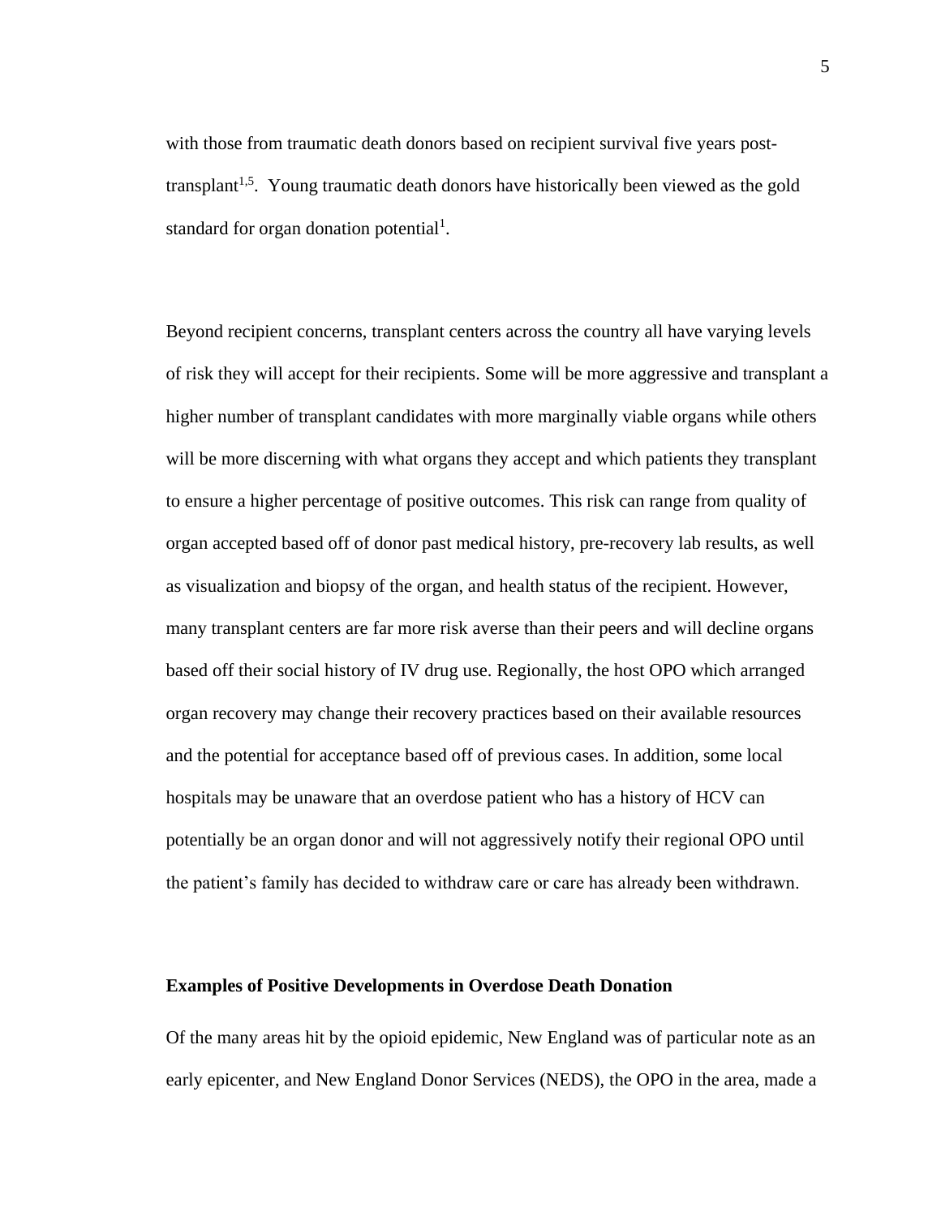with those from traumatic death donors based on recipient survival five years post-transplant[1,5]. Young traumatic death donors have historically been viewed as the gold standard for organ donation potential[1].

Beyond recipient concerns, transplant centers across the country all have varying levels of risk they will accept for their recipients. Some will be more aggressive and transplant a higher number of transplant candidates with more marginally viable organs while others will be more discerning with what organs they accept and which patients they transplant to ensure a higher percentage of positive outcomes. This risk can range from quality of organ accepted based off of donor past medical history, pre-recovery lab results, as well as visualization and biopsy of the organ, and health status of the recipient. However, many transplant centers are far more risk averse than their peers and will decline organs based off their social history of IV drug use. Regionally, the host OPO which arranged organ recovery may change their recovery practices based on their available resources and the potential for acceptance based off of previous cases. In addition, some local hospitals may be unaware that an overdose patient who has a history of HCV can potentially be an organ donor and will not aggressively notify their regional OPO until the patient's family has decided to withdraw care or care has already been withdrawn.

**Examples of Positive Developments in Overdose Death Donation**

Of the many areas hit by the opioid epidemic, New England was of particular note as an early epicenter, and New England Donor Services (NEDS), the OPO in the area, made a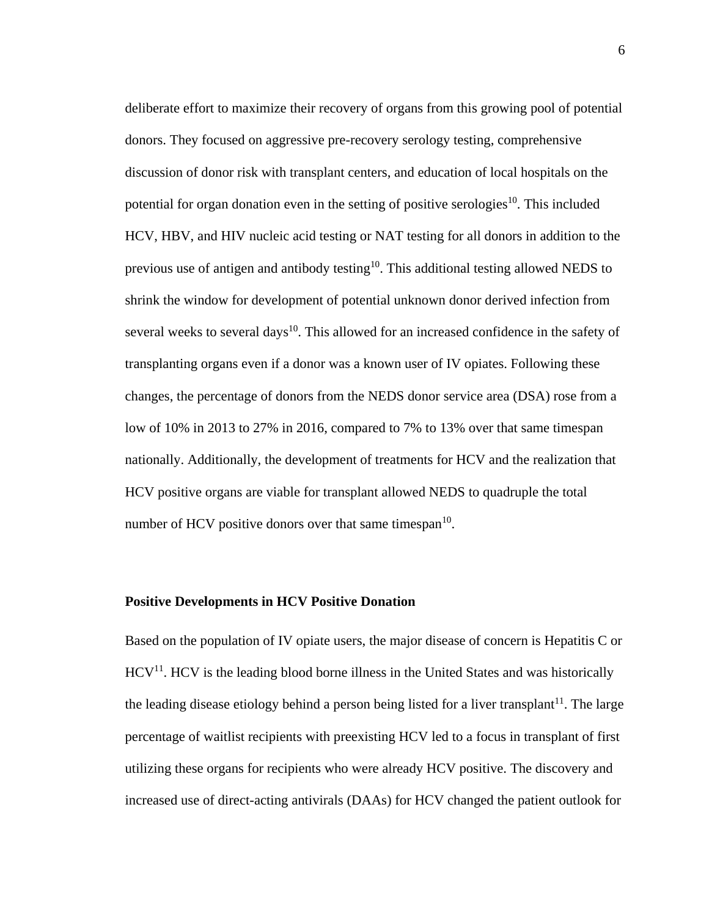deliberate effort to maximize their recovery of organs from this growing pool of potential donors. They focused on aggressive pre-recovery serology testing, comprehensive discussion of donor risk with transplant centers, and education of local hospitals on the potential for organ donation even in the setting of positive serologies[10]. This included HCV, HBV, and HIV nucleic acid testing or NAT testing for all donors in addition to the previous use of antigen and antibody testing[10]. This additional testing allowed NEDS to shrink the window for development of potential unknown donor derived infection from several weeks to several days[10]. This allowed for an increased confidence in the safety of transplanting organs even if a donor was a known user of IV opiates. Following these changes, the percentage of donors from the NEDS donor service area (DSA) rose from a low of 10% in 2013 to 27% in 2016, compared to 7% to 13% over that same timespan nationally. Additionally, the development of treatments for HCV and the realization that HCV positive organs are viable for transplant allowed NEDS to quadruple the total number of HCV positive donors over that same timespan[10].

**Positive Developments in HCV Positive Donation**

Based on the population of IV opiate users, the major disease of concern is Hepatitis C or HCV[11]. HCV is the leading blood borne illness in the United States and was historically the leading disease etiology behind a person being listed for a liver transplant[11]. The large percentage of waitlist recipients with preexisting HCV led to a focus in transplant of first utilizing these organs for recipients who were already HCV positive. The discovery and increased use of direct-acting antivirals (DAAs) for HCV changed the patient outlook for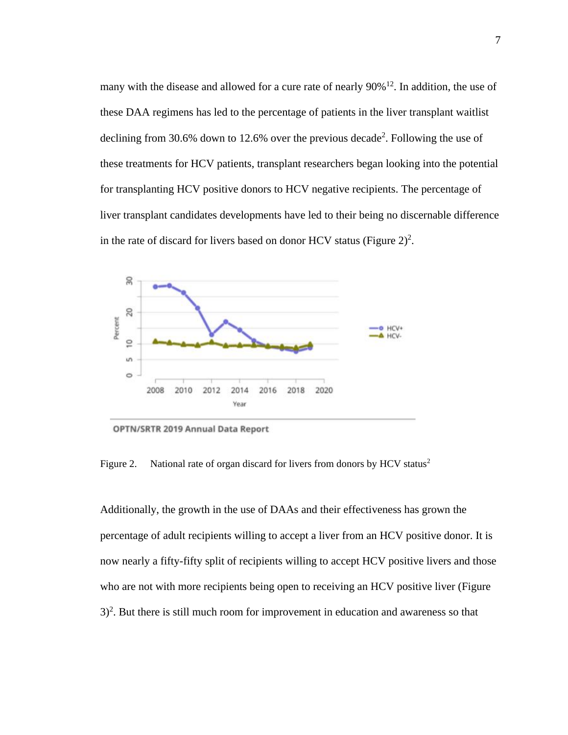many with the disease and allowed for a cure rate of nearly 90%[12]. In addition, the use of these DAA regimens has led to the percentage of patients in the liver transplant waitlist declining from 30.6% down to 12.6% over the previous decade[2]. Following the use of these treatments for HCV patients, transplant researchers began looking into the potential for transplanting HCV positive donors to HCV negative recipients. The percentage of liver transplant candidates developments have led to their being no discernable difference in the rate of discard for livers based on donor HCV status (Figure 2)[2].

Figure 2. National rate of organ discard for livers from donors by HCV status[2]

Additionally, the growth in the use of DAAs and their effectiveness has grown the percentage of adult recipients willing to accept a liver from an HCV positive donor. It is now nearly a fifty-fifty split of recipients willing to accept HCV positive livers and those who are not with more recipients being open to receiving an HCV positive liver (Figure 3)[2]. But there is still much room for improvement in education and awareness so that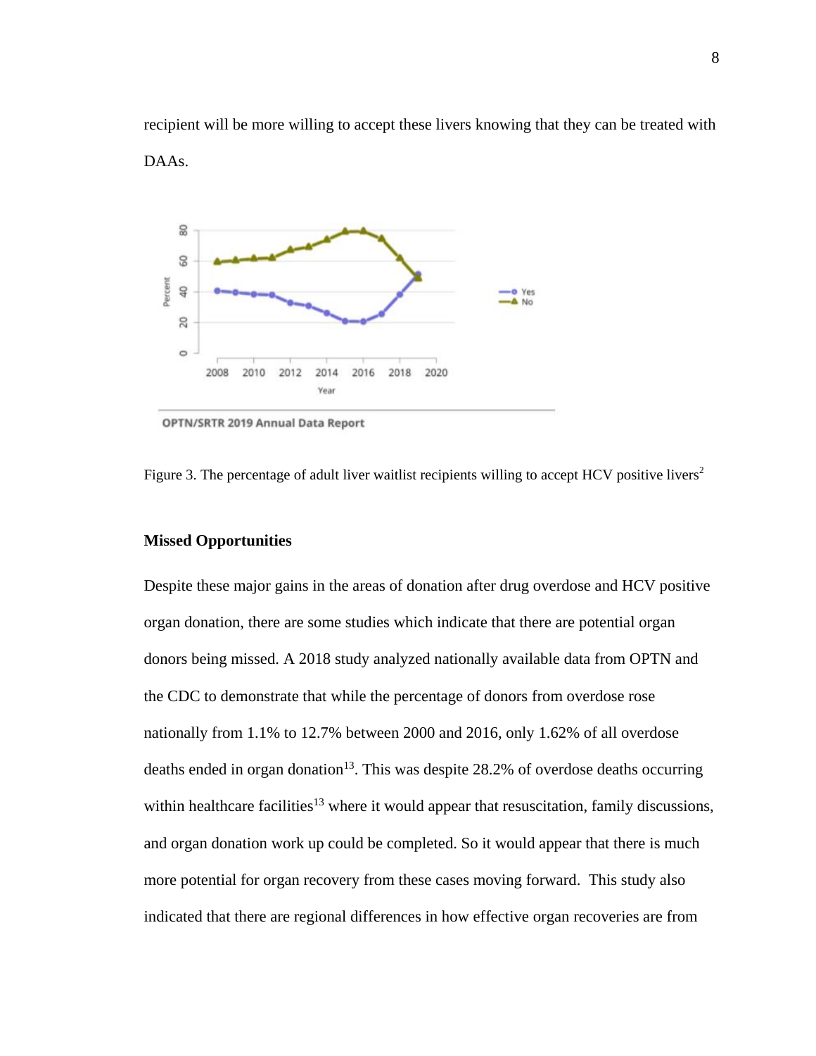recipient will be more willing to accept these livers knowing that they can be treated with DAAs.

Figure 3. The percentage of adult liver waitlist recipients willing to accept HCV positive livers[2]

**Missed Opportunities**

Despite these major gains in the areas of donation after drug overdose and HCV positive organ donation, there are some studies which indicate that there are potential organ donors being missed. A 2018 study analyzed nationally available data from OPTN and the CDC to demonstrate that while the percentage of donors from overdose rose nationally from 1.1% to 12.7% between 2000 and 2016, only 1.62% of all overdose deaths ended in organ donation[13]. This was despite 28.2% of overdose deaths occurring within healthcare facilities[13] where it would appear that resuscitation, family discussions, and organ donation work up could be completed. So it would appear that there is much more potential for organ recovery from these cases moving forward. This study also indicated that there are regional differences in how effective organ recoveries are from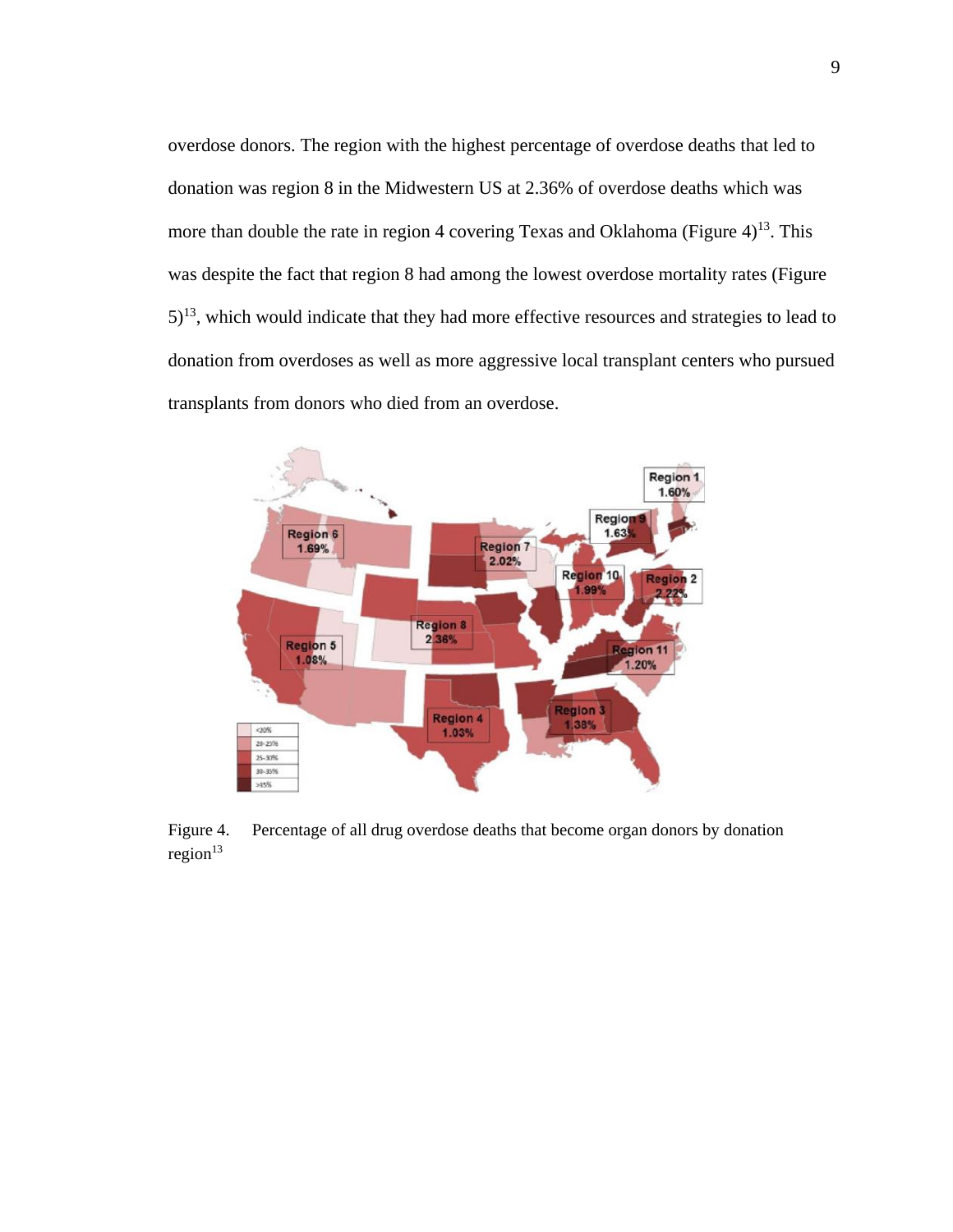overdose donors. The region with the highest percentage of overdose deaths that led to donation was region 8 in the Midwestern US at 2.36% of overdose deaths which was more than double the rate in region 4 covering Texas and Oklahoma (Figure 4)[13]. This was despite the fact that region 8 had among the lowest overdose mortality rates (Figure 5)[13], which would indicate that they had more effective resources and strategies to lead to donation from overdoses as well as more aggressive local transplant centers who pursued transplants from donors who died from an overdose.

Figure 4. Percentage of all drug overdose deaths that become organ donors by donation region[13]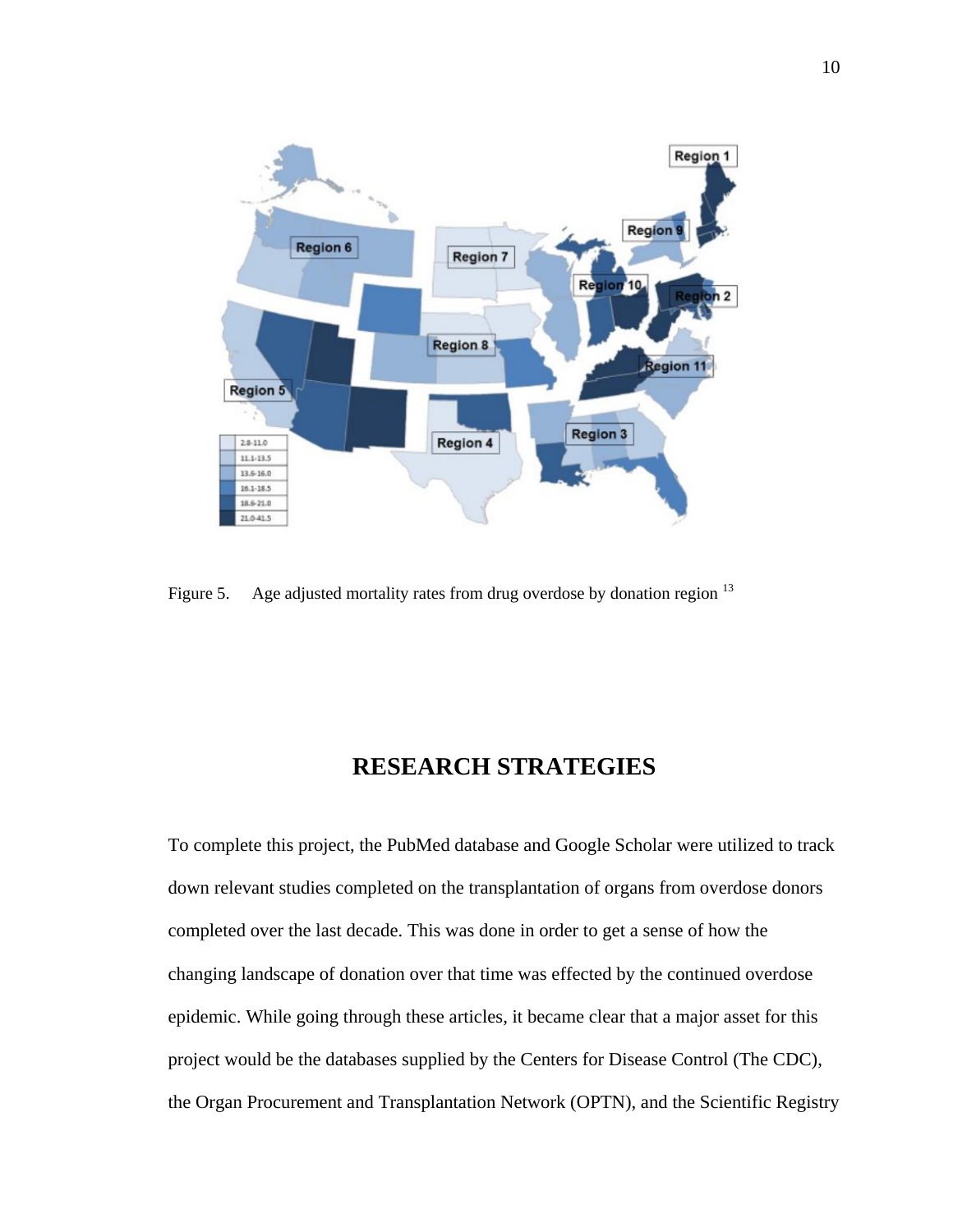Figure 5. Age adjusted mortality rates from drug overdose by donation region [13]

# RESEARCH STRATEGIES

To complete this project, the PubMed database and Google Scholar were utilized to track down relevant studies completed on the transplantation of organs from overdose donors completed over the last decade. This was done in order to get a sense of how the changing landscape of donation over that time was effected by the continued overdose epidemic. While going through these articles, it became clear that a major asset for this project would be the databases supplied by the Centers for Disease Control (The CDC), the Organ Procurement and Transplantation Network (OPTN), and the Scientific Registry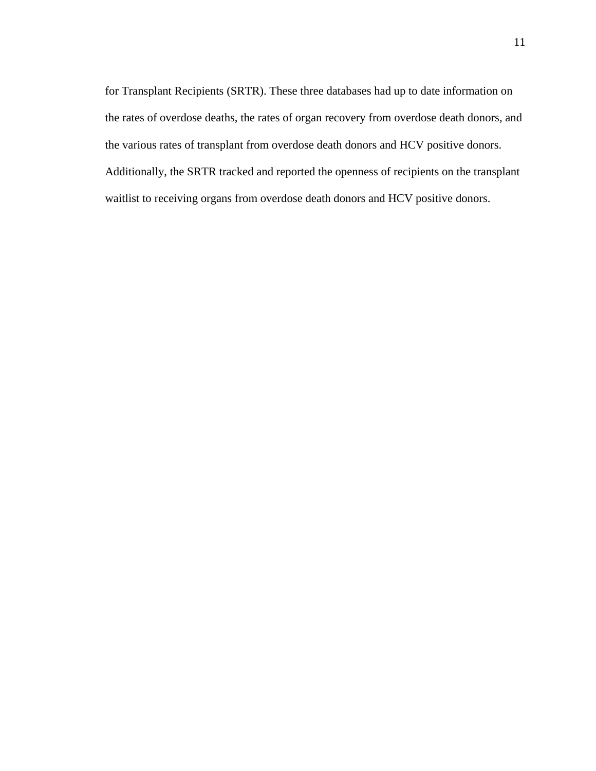for Transplant Recipients (SRTR). These three databases had up to date information on the rates of overdose deaths, the rates of organ recovery from overdose death donors, and the various rates of transplant from overdose death donors and HCV positive donors. Additionally, the SRTR tracked and reported the openness of recipients on the transplant waitlist to receiving organs from overdose death donors and HCV positive donors.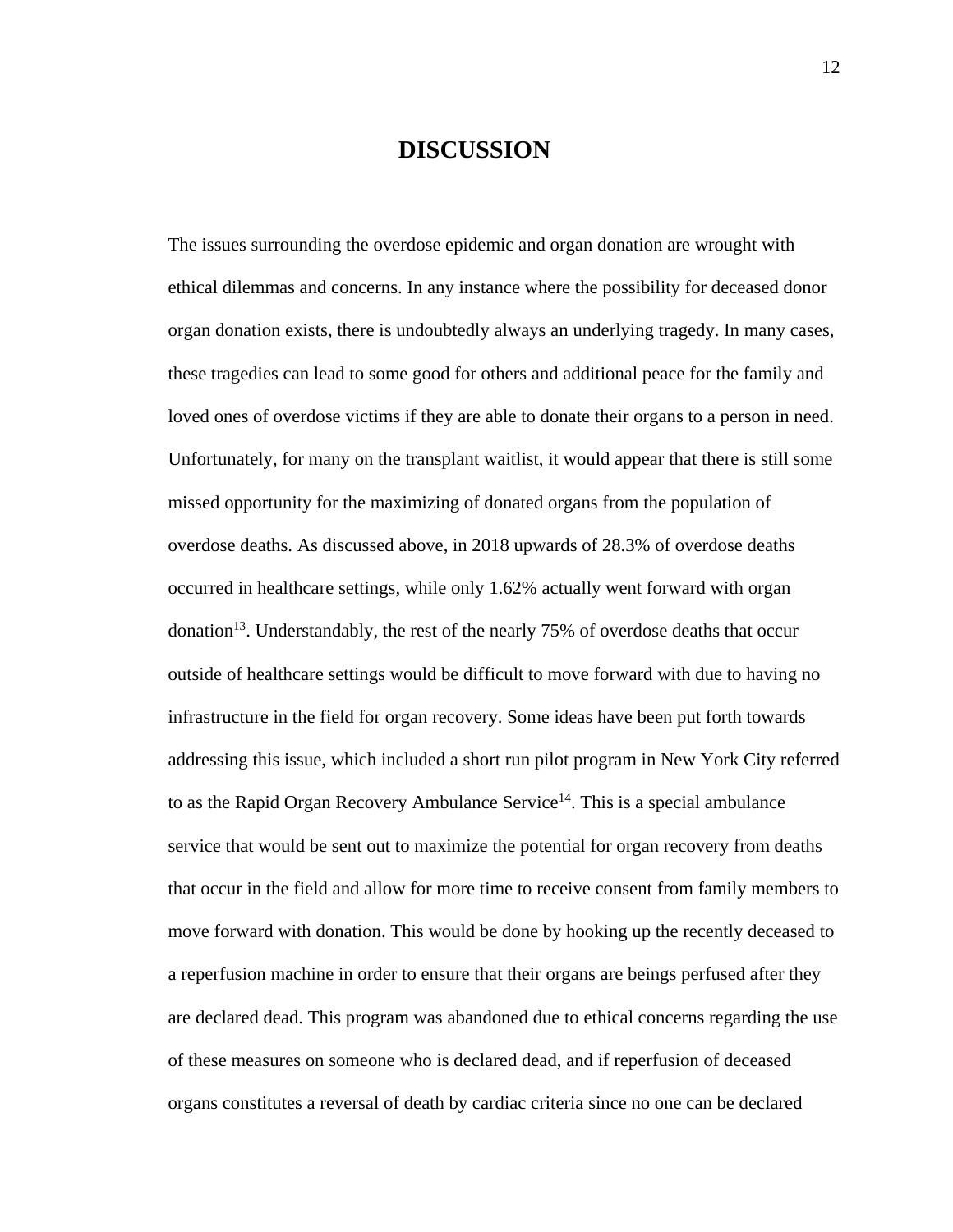# DISCUSSION

The issues surrounding the overdose epidemic and organ donation are wrought with ethical dilemmas and concerns. In any instance where the possibility for deceased donor organ donation exists, there is undoubtedly always an underlying tragedy. In many cases, these tragedies can lead to some good for others and additional peace for the family and loved ones of overdose victims if they are able to donate their organs to a person in need. Unfortunately, for many on the transplant waitlist, it would appear that there is still some missed opportunity for the maximizing of donated organs from the population of overdose deaths. As discussed above, in 2018 upwards of 28.3% of overdose deaths occurred in healthcare settings, while only 1.62% actually went forward with organ donation[13]. Understandably, the rest of the nearly 75% of overdose deaths that occur outside of healthcare settings would be difficult to move forward with due to having no infrastructure in the field for organ recovery. Some ideas have been put forth towards addressing this issue, which included a short run pilot program in New York City referred to as the Rapid Organ Recovery Ambulance Service[14]. This is a special ambulance service that would be sent out to maximize the potential for organ recovery from deaths that occur in the field and allow for more time to receive consent from family members to move forward with donation. This would be done by hooking up the recently deceased to a reperfusion machine in order to ensure that their organs are beings perfused after they are declared dead. This program was abandoned due to ethical concerns regarding the use of these measures on someone who is declared dead, and if reperfusion of deceased organs constitutes a reversal of death by cardiac criteria since no one can be declared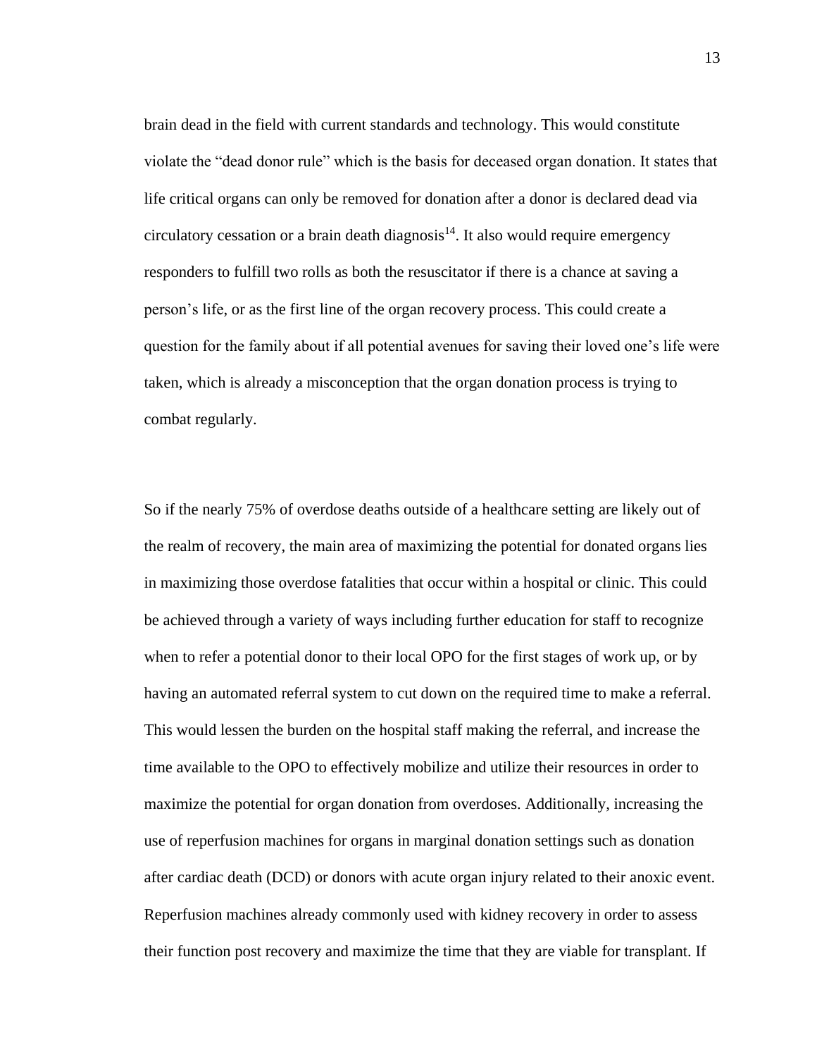brain dead in the field with current standards and technology. This would constitute violate the "dead donor rule" which is the basis for deceased organ donation. It states that life critical organs can only be removed for donation after a donor is declared dead via circulatory cessation or a brain death diagnosis[14]. It also would require emergency responders to fulfill two rolls as both the resuscitator if there is a chance at saving a person's life, or as the first line of the organ recovery process. This could create a question for the family about if all potential avenues for saving their loved one's life were taken, which is already a misconception that the organ donation process is trying to combat regularly.

So if the nearly 75% of overdose deaths outside of a healthcare setting are likely out of the realm of recovery, the main area of maximizing the potential for donated organs lies in maximizing those overdose fatalities that occur within a hospital or clinic. This could be achieved through a variety of ways including further education for staff to recognize when to refer a potential donor to their local OPO for the first stages of work up, or by having an automated referral system to cut down on the required time to make a referral. This would lessen the burden on the hospital staff making the referral, and increase the time available to the OPO to effectively mobilize and utilize their resources in order to maximize the potential for organ donation from overdoses. Additionally, increasing the use of reperfusion machines for organs in marginal donation settings such as donation after cardiac death (DCD) or donors with acute organ injury related to their anoxic event. Reperfusion machines already commonly used with kidney recovery in order to assess their function post recovery and maximize the time that they are viable for transplant. If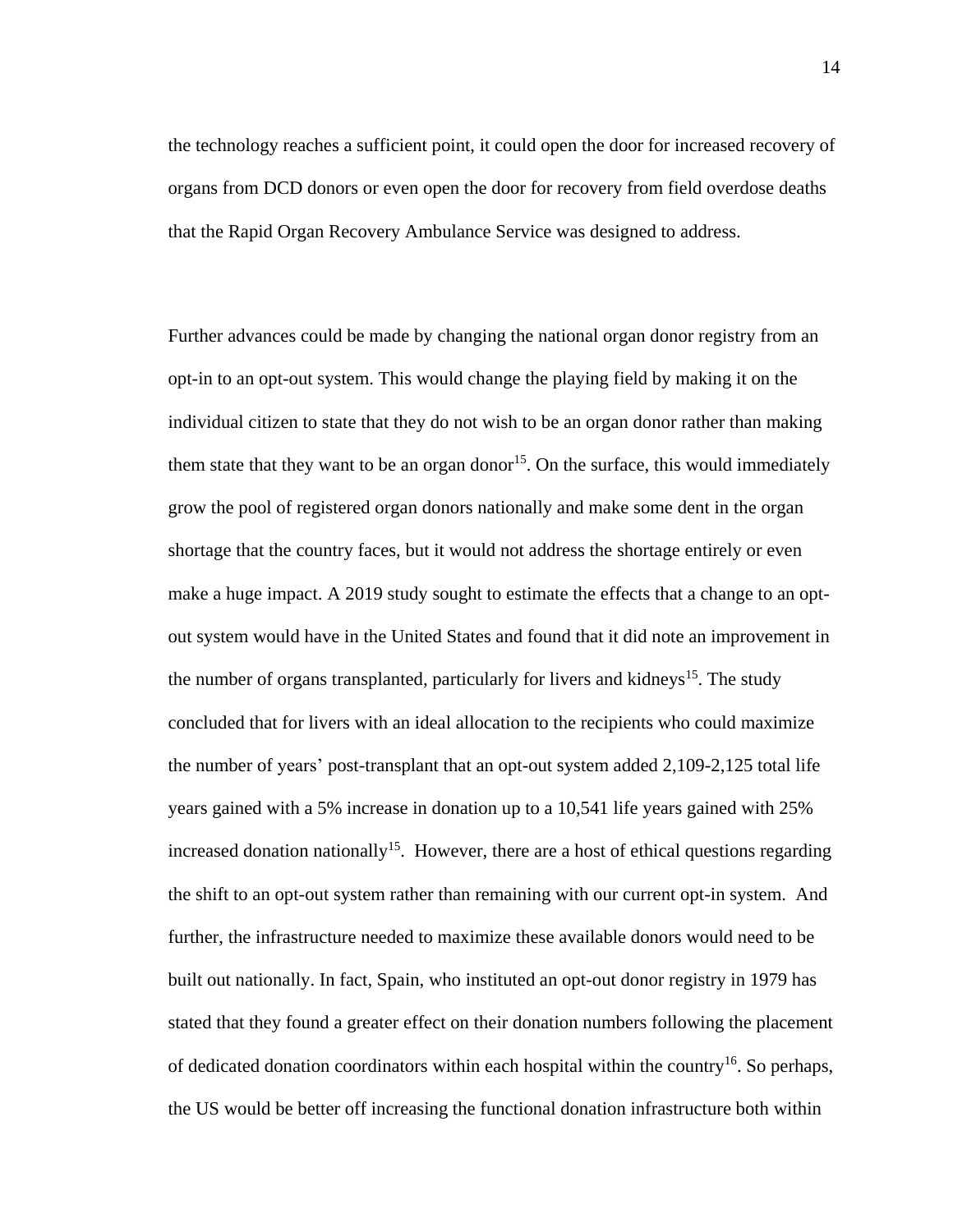the technology reaches a sufficient point, it could open the door for increased recovery of organs from DCD donors or even open the door for recovery from field overdose deaths that the Rapid Organ Recovery Ambulance Service was designed to address.

Further advances could be made by changing the national organ donor registry from an opt-in to an opt-out system. This would change the playing field by making it on the individual citizen to state that they do not wish to be an organ donor rather than making them state that they want to be an organ donor[15]. On the surface, this would immediately grow the pool of registered organ donors nationally and make some dent in the organ shortage that the country faces, but it would not address the shortage entirely or even make a huge impact. A 2019 study sought to estimate the effects that a change to an opt-out system would have in the United States and found that it did note an improvement in the number of organs transplanted, particularly for livers and kidneys[15]. The study concluded that for livers with an ideal allocation to the recipients who could maximize the number of years' post-transplant that an opt-out system added 2,109-2,125 total life years gained with a 5% increase in donation up to a 10,541 life years gained with 25% increased donation nationally[15]. However, there are a host of ethical questions regarding the shift to an opt-out system rather than remaining with our current opt-in system. And further, the infrastructure needed to maximize these available donors would need to be built out nationally. In fact, Spain, who instituted an opt-out donor registry in 1979 has stated that they found a greater effect on their donation numbers following the placement of dedicated donation coordinators within each hospital within the country[16]. So perhaps, the US would be better off increasing the functional donation infrastructure both within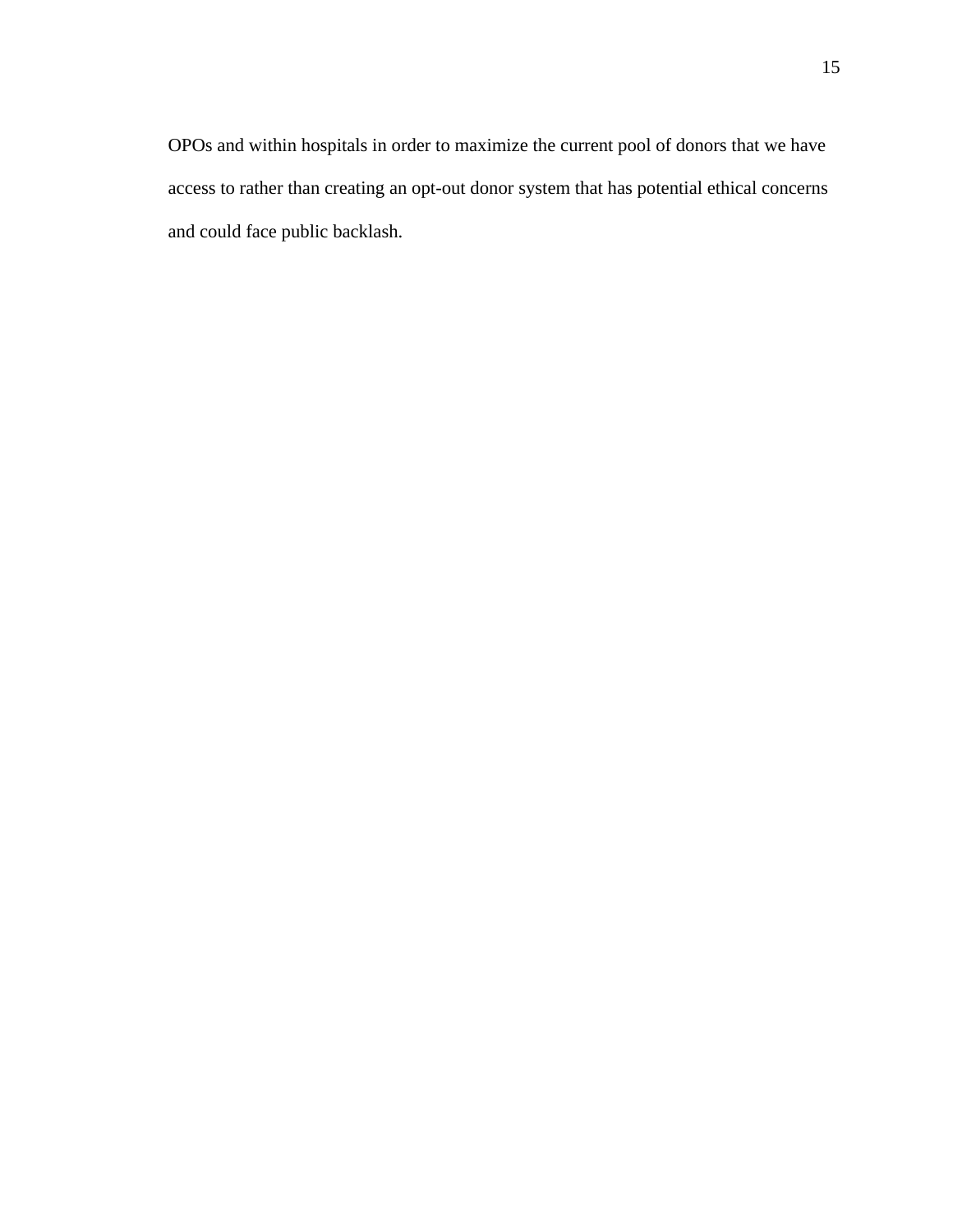OPOs and within hospitals in order to maximize the current pool of donors that we have access to rather than creating an opt-out donor system that has potential ethical concerns and could face public backlash.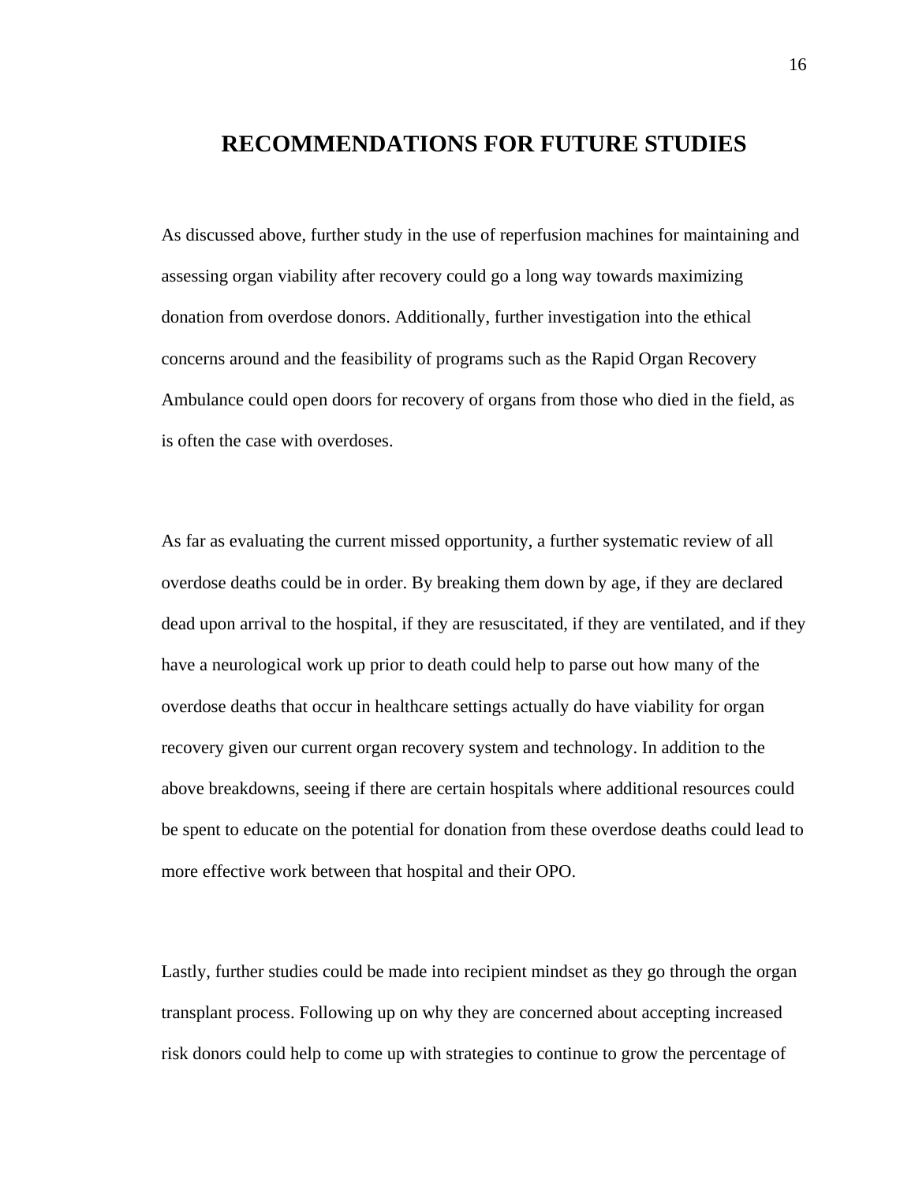# RECOMMENDATIONS FOR FUTURE STUDIES

As discussed above, further study in the use of reperfusion machines for maintaining and assessing organ viability after recovery could go a long way towards maximizing donation from overdose donors. Additionally, further investigation into the ethical concerns around and the feasibility of programs such as the Rapid Organ Recovery Ambulance could open doors for recovery of organs from those who died in the field, as is often the case with overdoses.

As far as evaluating the current missed opportunity, a further systematic review of all overdose deaths could be in order. By breaking them down by age, if they are declared dead upon arrival to the hospital, if they are resuscitated, if they are ventilated, and if they have a neurological work up prior to death could help to parse out how many of the overdose deaths that occur in healthcare settings actually do have viability for organ recovery given our current organ recovery system and technology. In addition to the above breakdowns, seeing if there are certain hospitals where additional resources could be spent to educate on the potential for donation from these overdose deaths could lead to more effective work between that hospital and their OPO.

Lastly, further studies could be made into recipient mindset as they go through the organ transplant process. Following up on why they are concerned about accepting increased risk donors could help to come up with strategies to continue to grow the percentage of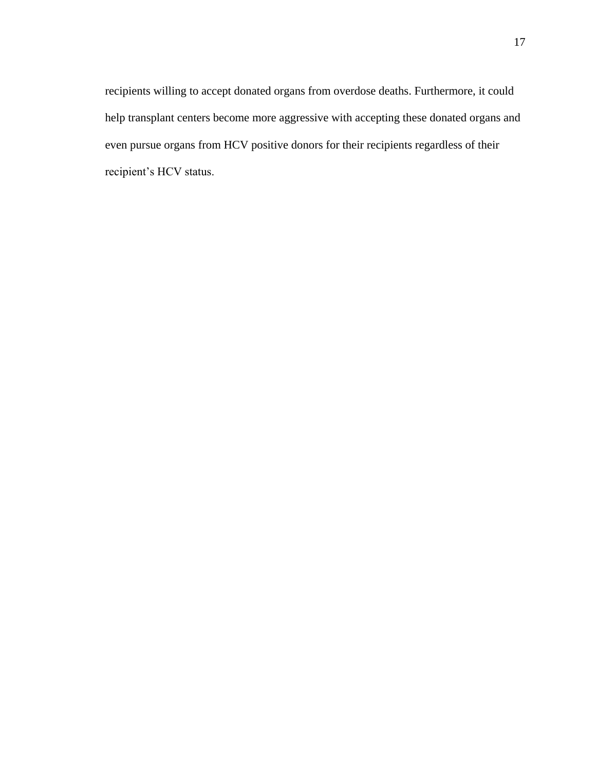recipients willing to accept donated organs from overdose deaths. Furthermore, it could help transplant centers become more aggressive with accepting these donated organs and even pursue organs from HCV positive donors for their recipients regardless of their recipient's HCV status.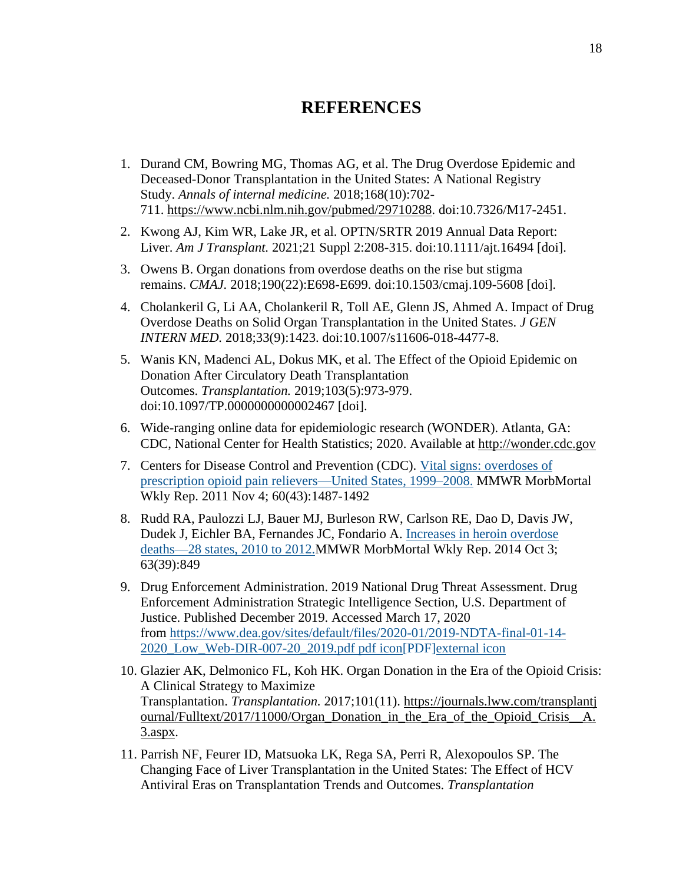# REFERENCES

1. Durand CM, Bowring MG, Thomas AG, et al. The Drug Overdose Epidemic and Deceased-Donor Transplantation in the United States: A National Registry Study. *Annals of internal medicine.* 2018;168(10):702-711. https://www.ncbi.nlm.nih.gov/pubmed/29710288. doi:10.7326/M17-2451.

2. Kwong AJ, Kim WR, Lake JR, et al. OPTN/SRTR 2019 Annual Data Report: Liver. *Am J Transplant.* 2021;21 Suppl 2:208-315. doi:10.1111/ajt.16494 [doi].

3. Owens B. Organ donations from overdose deaths on the rise but stigma remains. *CMAJ.* 2018;190(22):E698-E699. doi:10.1503/cmaj.109-5608 [doi].

4. Cholankeril G, Li AA, Cholankeril R, Toll AE, Glenn JS, Ahmed A. Impact of Drug Overdose Deaths on Solid Organ Transplantation in the United States. *J GEN INTERN MED.* 2018;33(9):1423. doi:10.1007/s11606-018-4477-8.

5. Wanis KN, Madenci AL, Dokus MK, et al. The Effect of the Opioid Epidemic on Donation After Circulatory Death Transplantation Outcomes. *Transplantation.* 2019;103(5):973-979. doi:10.1097/TP.0000000000002467 [doi].

6. Wide-ranging online data for epidemiologic research (WONDER). Atlanta, GA: CDC, National Center for Health Statistics; 2020. Available at http://wonder.cdc.gov

7. Centers for Disease Control and Prevention (CDC). Vital signs: overdoses of prescription opioid pain relievers—United States, 1999–2008. MMWR MorbMortal Wkly Rep. 2011 Nov 4; 60(43):1487-1492

8. Rudd RA, Paulozzi LJ, Bauer MJ, Burleson RW, Carlson RE, Dao D, Davis JW, Dudek J, Eichler BA, Fernandes JC, Fondario A. Increases in heroin overdose deaths—28 states, 2010 to 2012.MMWR MorbMortal Wkly Rep. 2014 Oct 3; 63(39):849

9. Drug Enforcement Administration. 2019 National Drug Threat Assessment. Drug Enforcement Administration Strategic Intelligence Section, U.S. Department of Justice. Published December 2019. Accessed March 17, 2020 from https://www.dea.gov/sites/default/files/2020-01/2019-NDTA-final-01-14-2020_Low_Web-DIR-007-20_2019.pdf pdf icon[PDF]external icon

10. Glazier AK, Delmonico FL, Koh HK. Organ Donation in the Era of the Opioid Crisis: A Clinical Strategy to Maximize Transplantation. *Transplantation.* 2017;101(11). https://journals.lww.com/transplantjournal/Fulltext/2017/11000/Organ_Donation_in_the_Era_of_the_Opioid_Crisis__A.3.aspx.

11. Parrish NF, Feurer ID, Matsuoka LK, Rega SA, Perri R, Alexopoulos SP. The Changing Face of Liver Transplantation in the United States: The Effect of HCV Antiviral Eras on Transplantation Trends and Outcomes. *Transplantation*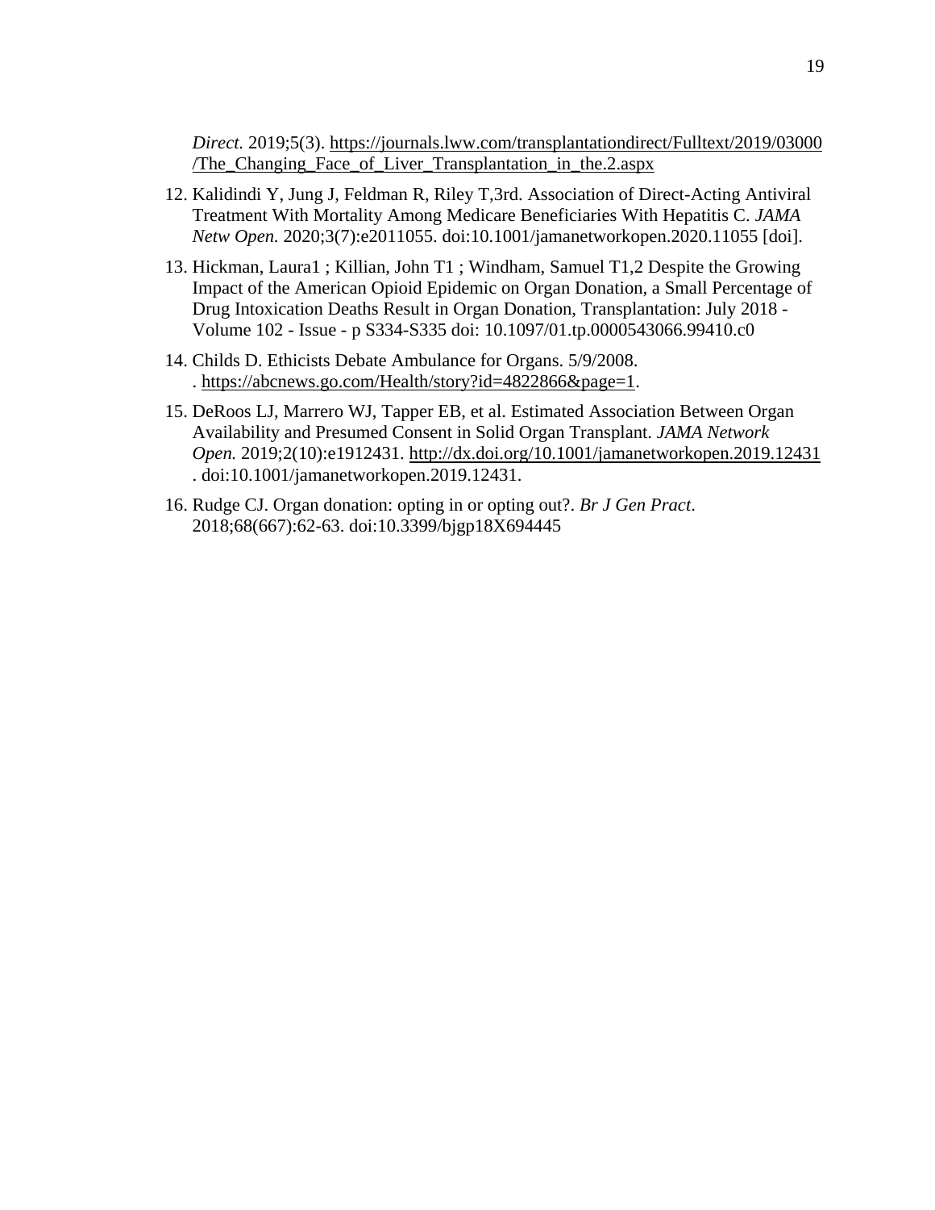*Direct.* 2019;5(3). https://journals.lww.com/transplantationdirect/Fulltext/2019/03000/The_Changing_Face_of_Liver_Transplantation_in_the.2.aspx

12. Kalidindi Y, Jung J, Feldman R, Riley T,3rd. Association of Direct-Acting Antiviral Treatment With Mortality Among Medicare Beneficiaries With Hepatitis C. *JAMA Netw Open.* 2020;3(7):e2011055. doi:10.1001/jamanetworkopen.2020.11055 [doi].
13. Hickman, Laura1 ; Killian, John T1 ; Windham, Samuel T1,2 Despite the Growing Impact of the American Opioid Epidemic on Organ Donation, a Small Percentage of Drug Intoxication Deaths Result in Organ Donation, Transplantation: July 2018 - Volume 102 - Issue - p S334-S335 doi: 10.1097/01.tp.0000543066.99410.c0
14. Childs D. Ethicists Debate Ambulance for Organs. 5/9/2008. . https://abcnews.go.com/Health/story?id=4822866&page=1.
15. DeRoos LJ, Marrero WJ, Tapper EB, et al. Estimated Association Between Organ Availability and Presumed Consent in Solid Organ Transplant. *JAMA Network Open.* 2019;2(10):e1912431. http://dx.doi.org/10.1001/jamanetworkopen.2019.12431 . doi:10.1001/jamanetworkopen.2019.12431.
16. Rudge CJ. Organ donation: opting in or opting out?. *Br J Gen Pract*. 2018;68(667):62-63. doi:10.3399/bjgp18X694445